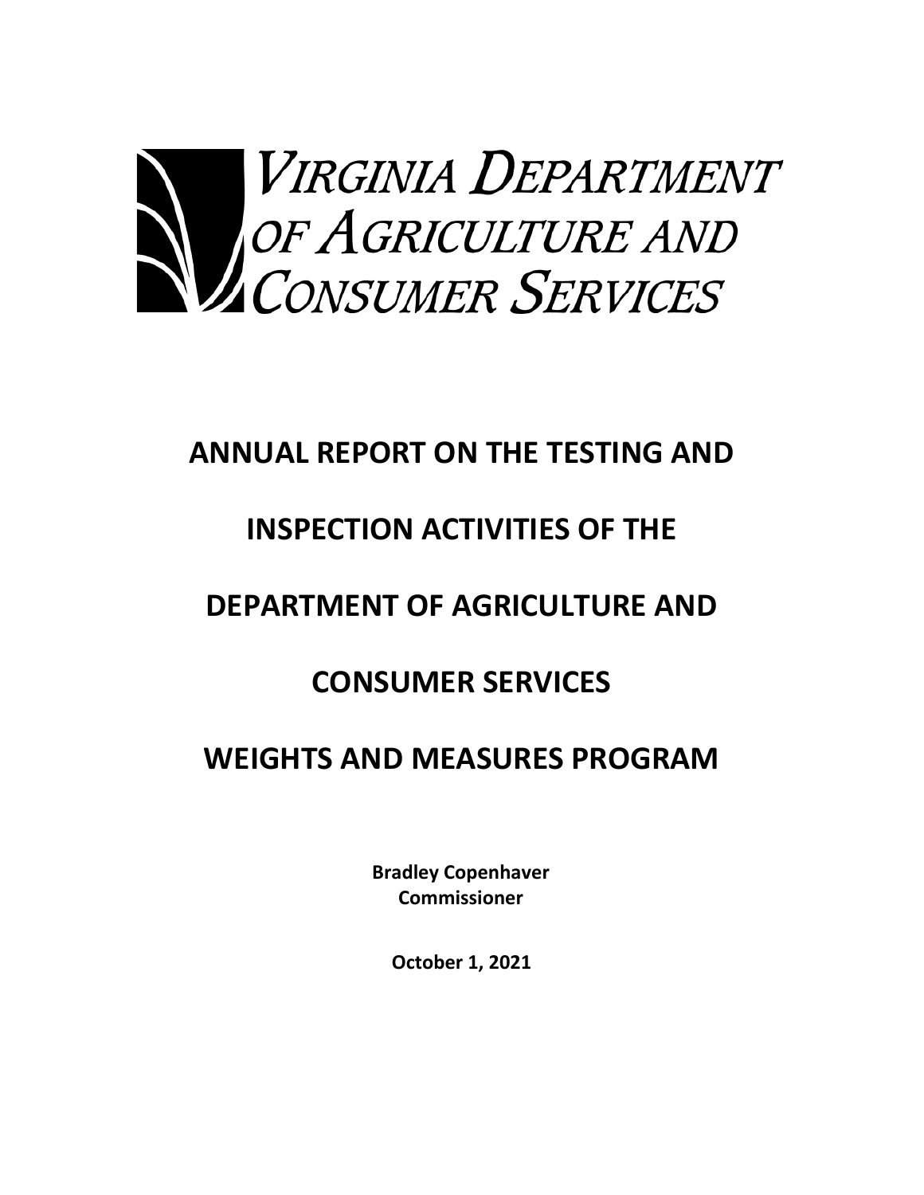VIRGINIA DEPARTMENT OF AGRICULTURE AND CONSUMER SERVICES

# ANNUAL REPORT ON THE TESTING AND INSPECTION ACTIVITIES OF THE DEPARTMENT OF AGRICULTURE AND CONSUMER SERVICES WEIGHTS AND MEASURES PROGRAM

**Bradley Copenhaver**
**Commissioner**

**October 1, 2021**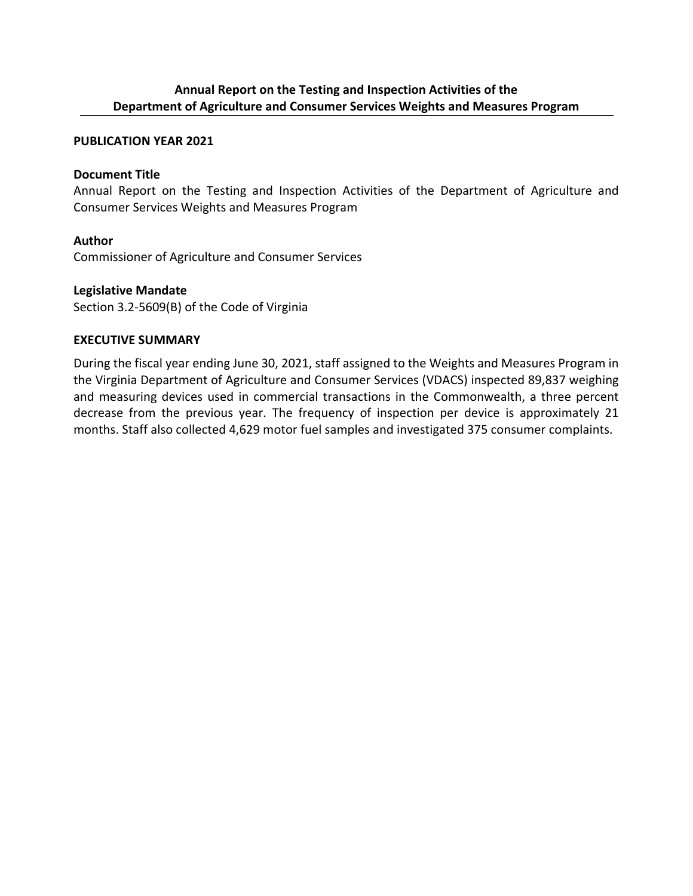## Annual Report on the Testing and Inspection Activities of the Department of Agriculture and Consumer Services Weights and Measures Program

**PUBLICATION YEAR 2021**

**Document Title**

Annual Report on the Testing and Inspection Activities of the Department of Agriculture and Consumer Services Weights and Measures Program

**Author**

Commissioner of Agriculture and Consumer Services

**Legislative Mandate**

Section 3.2-5609(B) of the Code of Virginia

**EXECUTIVE SUMMARY**

During the fiscal year ending June 30, 2021, staff assigned to the Weights and Measures Program in the Virginia Department of Agriculture and Consumer Services (VDACS) inspected 89,837 weighing and measuring devices used in commercial transactions in the Commonwealth, a three percent decrease from the previous year. The frequency of inspection per device is approximately 21 months. Staff also collected 4,629 motor fuel samples and investigated 375 consumer complaints.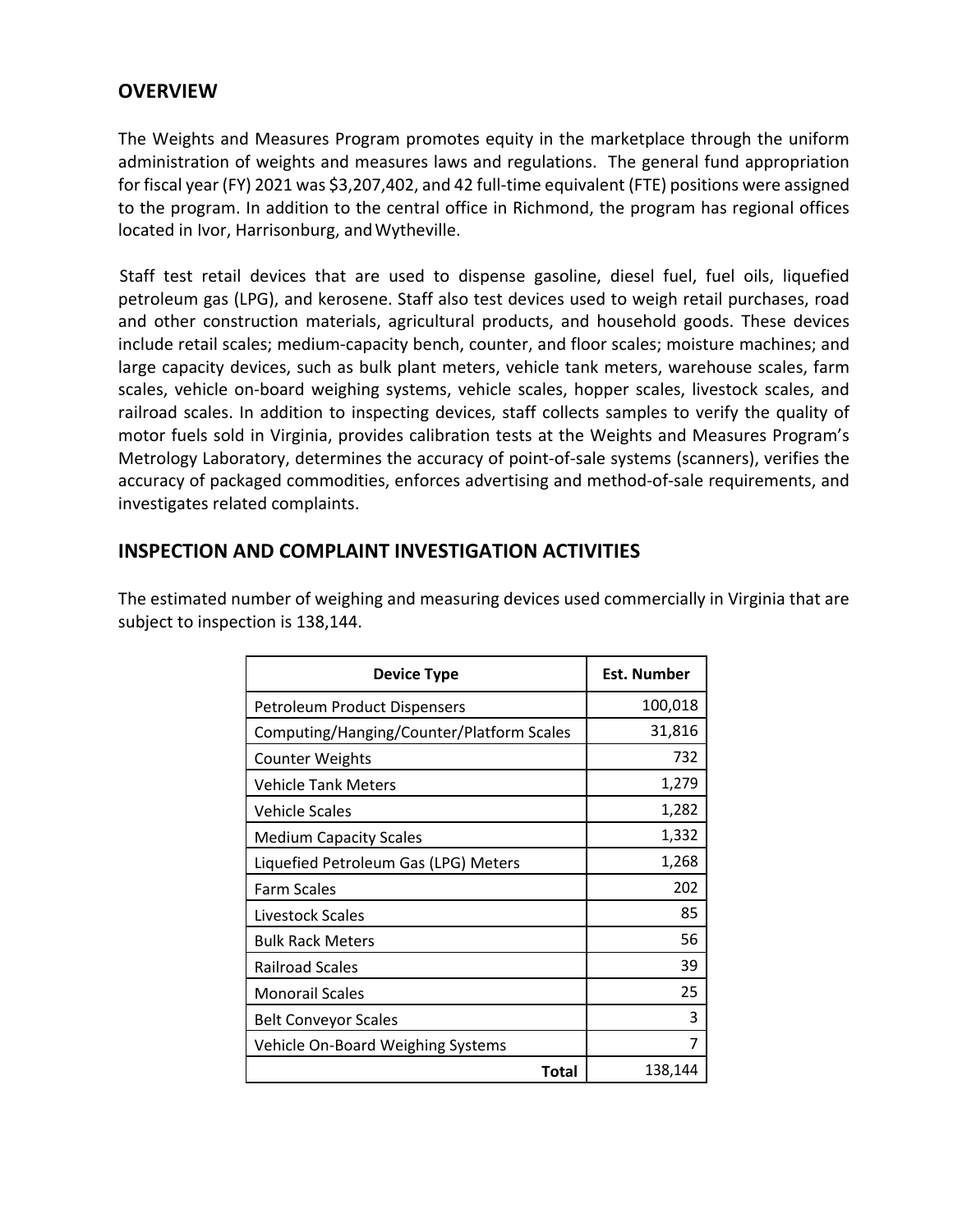## OVERVIEW

The Weights and Measures Program promotes equity in the marketplace through the uniform administration of weights and measures laws and regulations. The general fund appropriation for fiscal year (FY) 2021 was $3,207,402, and 42 full-time equivalent (FTE) positions were assigned to the program. In addition to the central office in Richmond, the program has regional offices located in Ivor, Harrisonburg, and Wytheville.

Staff test retail devices that are used to dispense gasoline, diesel fuel, fuel oils, liquefied petroleum gas (LPG), and kerosene. Staff also test devices used to weigh retail purchases, road and other construction materials, agricultural products, and household goods. These devices include retail scales; medium-capacity bench, counter, and floor scales; moisture machines; and large capacity devices, such as bulk plant meters, vehicle tank meters, warehouse scales, farm scales, vehicle on-board weighing systems, vehicle scales, hopper scales, livestock scales, and railroad scales. In addition to inspecting devices, staff collects samples to verify the quality of motor fuels sold in Virginia, provides calibration tests at the Weights and Measures Program's Metrology Laboratory, determines the accuracy of point-of-sale systems (scanners), verifies the accuracy of packaged commodities, enforces advertising and method-of-sale requirements, and investigates related complaints.

## INSPECTION AND COMPLAINT INVESTIGATION ACTIVITIES

The estimated number of weighing and measuring devices used commercially in Virginia that are subject to inspection is 138,144.

| Device Type | Est. Number |
|---|---:|
| Petroleum Product Dispensers | 100,018 |
| Computing/Hanging/Counter/Platform Scales | 31,816 |
| Counter Weights | 732 |
| Vehicle Tank Meters | 1,279 |
| Vehicle Scales | 1,282 |
| Medium Capacity Scales | 1,332 |
| Liquefied Petroleum Gas (LPG) Meters | 1,268 |
| Farm Scales | 202 |
| Livestock Scales | 85 |
| Bulk Rack Meters | 56 |
| Railroad Scales | 39 |
| Monorail Scales | 25 |
| Belt Conveyor Scales | 3 |
| Vehicle On-Board Weighing Systems | 7 |
| **Total** | 138,144 |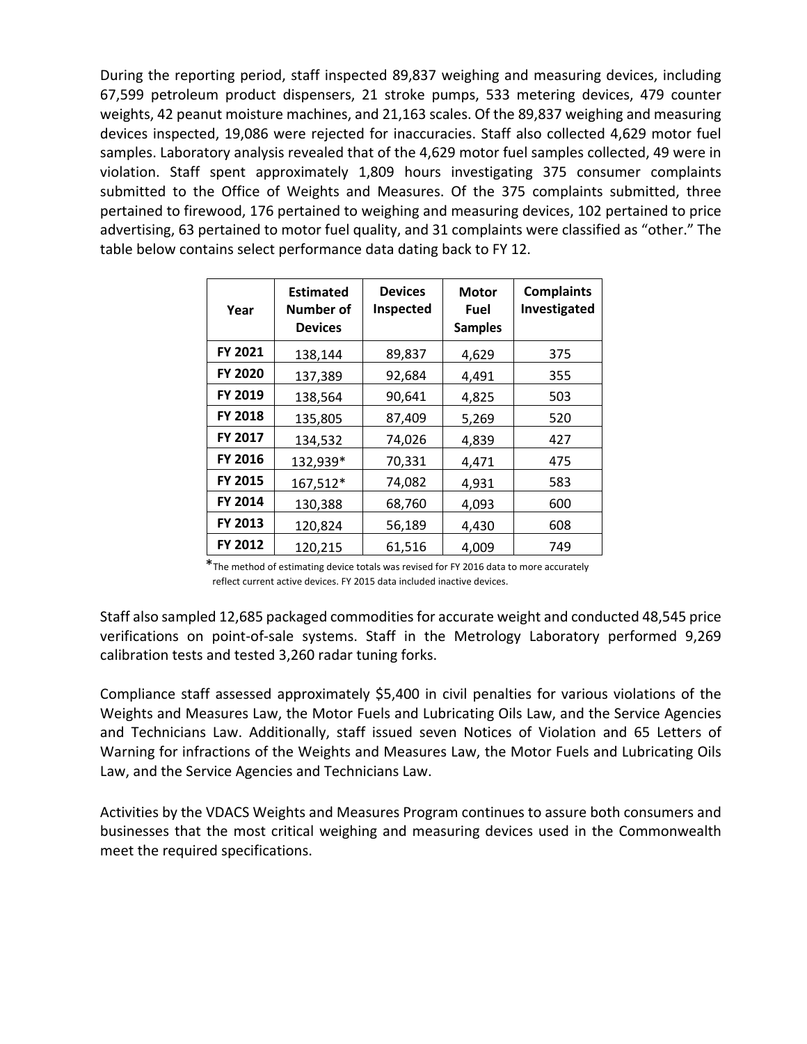During the reporting period, staff inspected 89,837 weighing and measuring devices, including 67,599 petroleum product dispensers, 21 stroke pumps, 533 metering devices, 479 counter weights, 42 peanut moisture machines, and 21,163 scales. Of the 89,837 weighing and measuring devices inspected, 19,086 were rejected for inaccuracies. Staff also collected 4,629 motor fuel samples. Laboratory analysis revealed that of the 4,629 motor fuel samples collected, 49 were in violation. Staff spent approximately 1,809 hours investigating 375 consumer complaints submitted to the Office of Weights and Measures. Of the 375 complaints submitted, three pertained to firewood, 176 pertained to weighing and measuring devices, 102 pertained to price advertising, 63 pertained to motor fuel quality, and 31 complaints were classified as "other." The table below contains select performance data dating back to FY 12.

| Year | Estimated Number of Devices | Devices Inspected | Motor Fuel Samples | Complaints Investigated |
|---|---|---|---|---|
| **FY 2021** | 138,144 | 89,837 | 4,629 | 375 |
| **FY 2020** | 137,389 | 92,684 | 4,491 | 355 |
| **FY 2019** | 138,564 | 90,641 | 4,825 | 503 |
| **FY 2018** | 135,805 | 87,409 | 5,269 | 520 |
| **FY 2017** | 134,532 | 74,026 | 4,839 | 427 |
| **FY 2016** | 132,939* | 70,331 | 4,471 | 475 |
| **FY 2015** | 167,512* | 74,082 | 4,931 | 583 |
| **FY 2014** | 130,388 | 68,760 | 4,093 | 600 |
| **FY 2013** | 120,824 | 56,189 | 4,430 | 608 |
| **FY 2012** | 120,215 | 61,516 | 4,009 | 749 |

*The method of estimating device totals was revised for FY 2016 data to more accurately reflect current active devices. FY 2015 data included inactive devices.

Staff also sampled 12,685 packaged commodities for accurate weight and conducted 48,545 price verifications on point-of-sale systems. Staff in the Metrology Laboratory performed 9,269 calibration tests and tested 3,260 radar tuning forks.

Compliance staff assessed approximately $5,400 in civil penalties for various violations of the Weights and Measures Law, the Motor Fuels and Lubricating Oils Law, and the Service Agencies and Technicians Law. Additionally, staff issued seven Notices of Violation and 65 Letters of Warning for infractions of the Weights and Measures Law, the Motor Fuels and Lubricating Oils Law, and the Service Agencies and Technicians Law.

Activities by the VDACS Weights and Measures Program continues to assure both consumers and businesses that the most critical weighing and measuring devices used in the Commonwealth meet the required specifications.